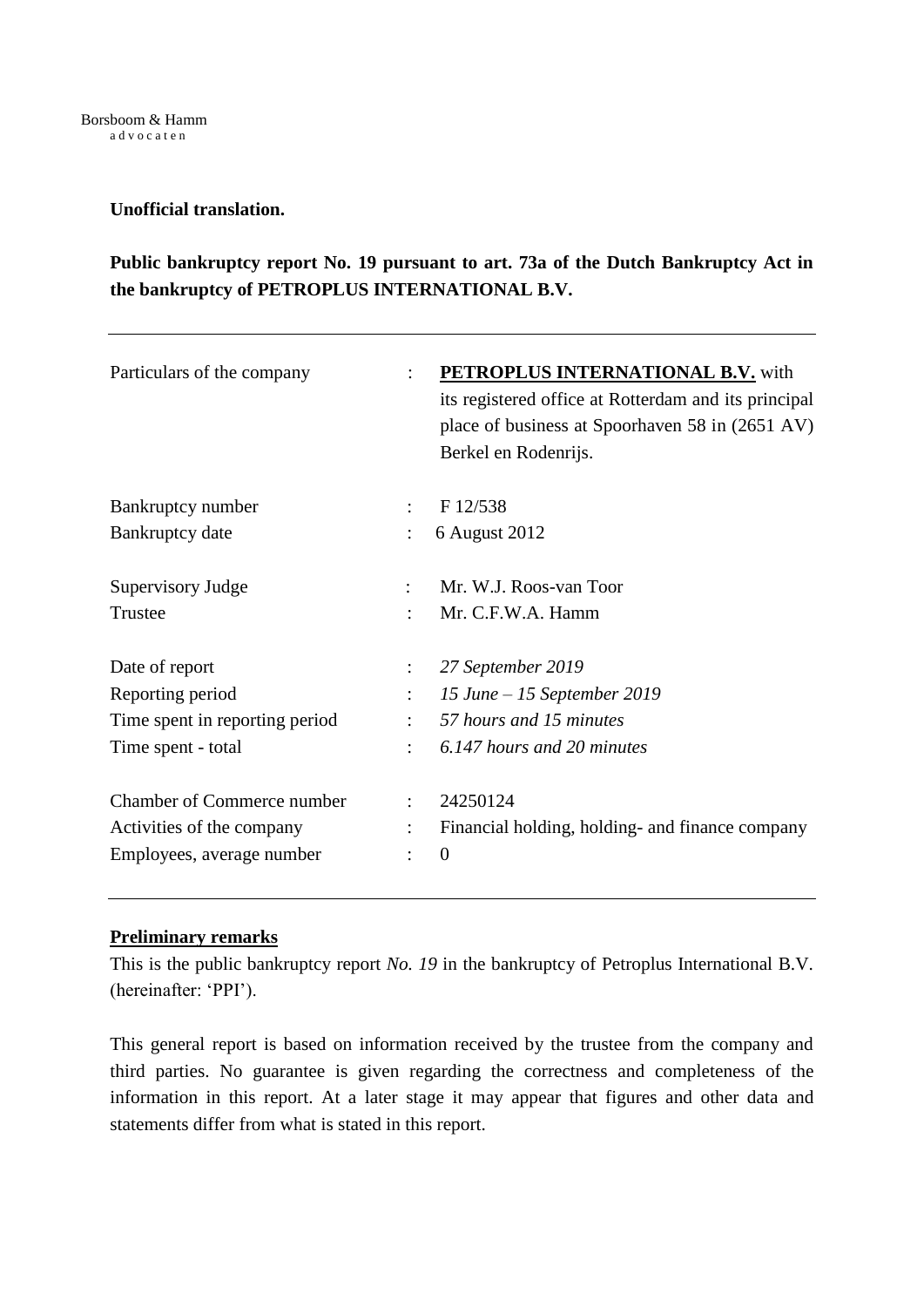Borsboom & Hamm
advocaten

**Unofficial translation.**

**Public bankruptcy report No. 19 pursuant to art. 73a of the Dutch Bankruptcy Act in the bankruptcy of PETROPLUS INTERNATIONAL B.V.**

---

| | | |
|---|---|---|
| Particulars of the company | : | **PETROPLUS INTERNATIONAL B.V.** with its registered office at Rotterdam and its principal place of business at Spoorhaven 58 in (2651 AV) Berkel en Rodenrijs. |
| Bankruptcy number | : | F 12/538 |
| Bankruptcy date | : | 6 August 2012 |
| Supervisory Judge | : | Mr. W.J. Roos-van Toor |
| Trustee | : | Mr. C.F.W.A. Hamm |
| Date of report | : | *27 September 2019* |
| Reporting period | : | *15 June – 15 September 2019* |
| Time spent in reporting period | : | *57 hours and 15 minutes* |
| Time spent - total | : | *6.147 hours and 20 minutes* |
| Chamber of Commerce number | : | 24250124 |
| Activities of the company | : | Financial holding, holding- and finance company |
| Employees, average number | : | 0 |

---

**Preliminary remarks**

This is the public bankruptcy report *No. 19* in the bankruptcy of Petroplus International B.V. (hereinafter: 'PPI').

This general report is based on information received by the trustee from the company and third parties. No guarantee is given regarding the correctness and completeness of the information in this report. At a later stage it may appear that figures and other data and statements differ from what is stated in this report.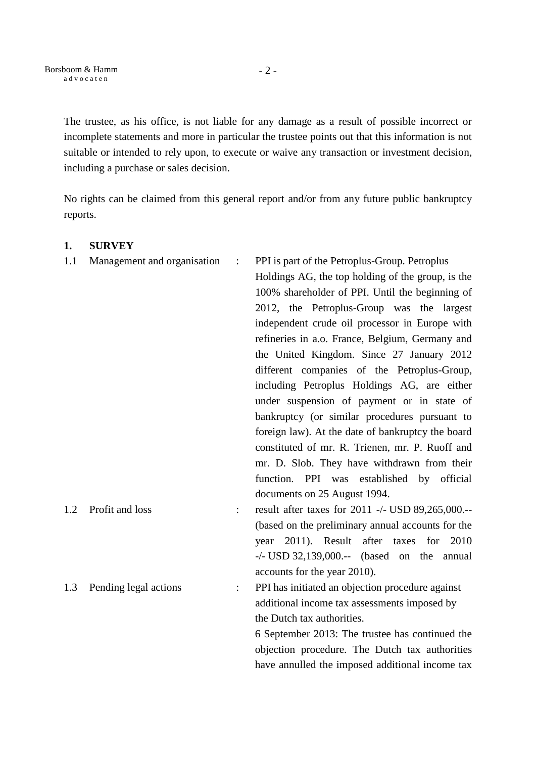The trustee, as his office, is not liable for any damage as a result of possible incorrect or incomplete statements and more in particular the trustee points out that this information is not suitable or intended to rely upon, to execute or waive any transaction or investment decision, including a purchase or sales decision.

No rights can be claimed from this general report and/or from any future public bankruptcy reports.

## 1. SURVEY

**1.1 Management and organisation** : PPI is part of the Petroplus-Group. Petroplus Holdings AG, the top holding of the group, is the 100% shareholder of PPI. Until the beginning of 2012, the Petroplus-Group was the largest independent crude oil processor in Europe with refineries in a.o. France, Belgium, Germany and the United Kingdom. Since 27 January 2012 different companies of the Petroplus-Group, including Petroplus Holdings AG, are either under suspension of payment or in state of bankruptcy (or similar procedures pursuant to foreign law). At the date of bankruptcy the board constituted of mr. R. Trienen, mr. P. Ruoff and mr. D. Slob. They have withdrawn from their function. PPI was established by official documents on 25 August 1994.

**1.2 Profit and loss** : result after taxes for 2011 -/- USD 89,265,000.-- (based on the preliminary annual accounts for the year 2011). Result after taxes for 2010 -/- USD 32,139,000.-- (based on the annual accounts for the year 2010).

**1.3 Pending legal actions** : PPI has initiated an objection procedure against additional income tax assessments imposed by the Dutch tax authorities.

6 September 2013: The trustee has continued the objection procedure. The Dutch tax authorities have annulled the imposed additional income tax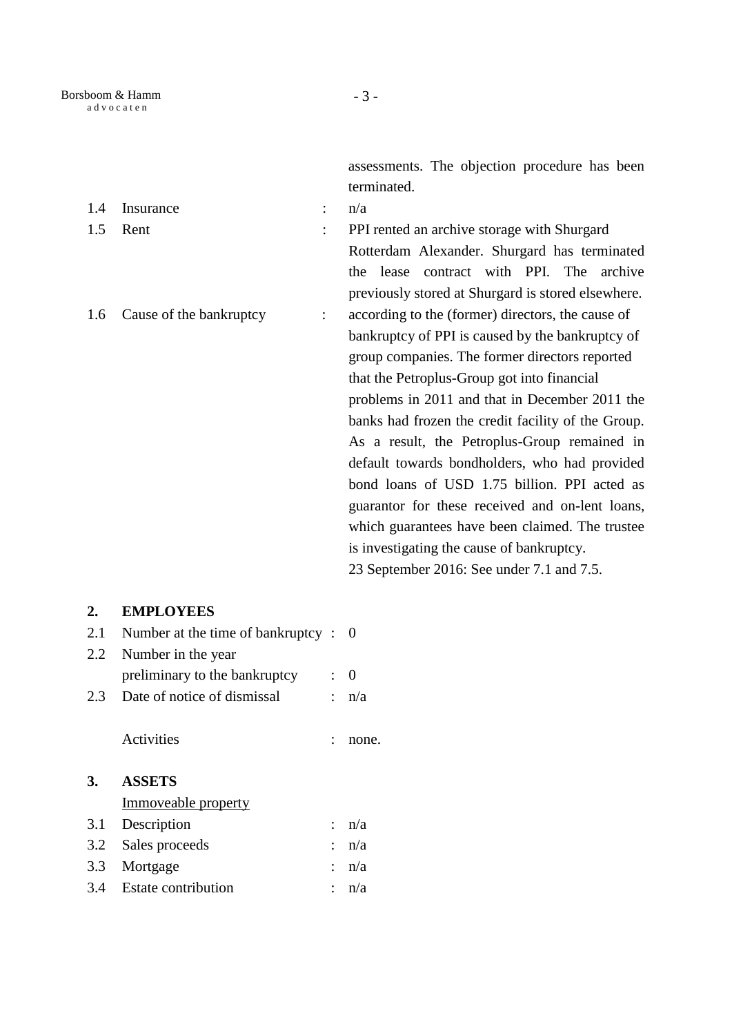assessments. The objection procedure has been terminated.

1.4 Insurance : n/a

1.5 Rent : PPI rented an archive storage with Shurgard Rotterdam Alexander. Shurgard has terminated the lease contract with PPI. The archive previously stored at Shurgard is stored elsewhere.

1.6 Cause of the bankruptcy : according to the (former) directors, the cause of bankruptcy of PPI is caused by the bankruptcy of group companies. The former directors reported that the Petroplus-Group got into financial problems in 2011 and that in December 2011 the banks had frozen the credit facility of the Group. As a result, the Petroplus-Group remained in default towards bondholders, who had provided bond loans of USD 1.75 billion. PPI acted as guarantor for these received and on-lent loans, which guarantees have been claimed. The trustee is investigating the cause of bankruptcy.
23 September 2016: See under 7.1 and 7.5.

## 2. EMPLOYEES

2.1 Number at the time of bankruptcy : 0

2.2 Number in the year preliminary to the bankruptcy : 0

2.3 Date of notice of dismissal : n/a

Activities : none.

## 3. ASSETS

<u>Immoveable property</u>

3.1 Description : n/a

3.2 Sales proceeds : n/a

3.3 Mortgage : n/a

3.4 Estate contribution : n/a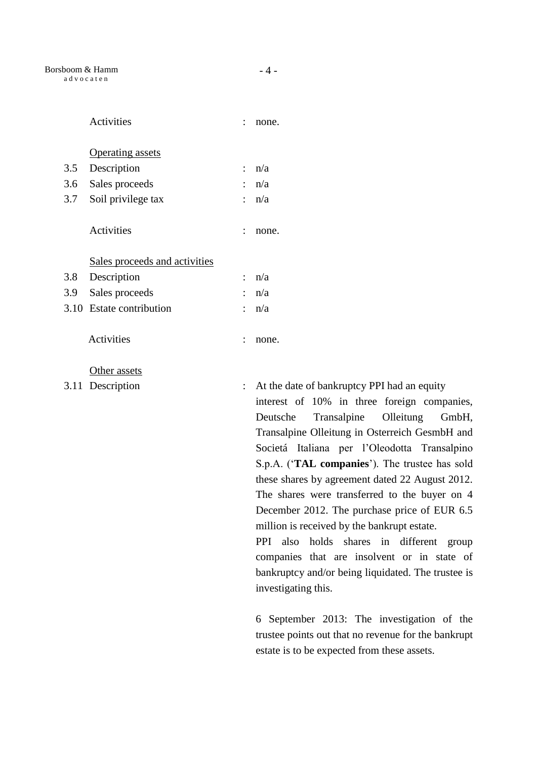Activities : none.

Operating assets

3.5 Description : n/a

3.6 Sales proceeds : n/a

3.7 Soil privilege tax : n/a

Activities : none.

Sales proceeds and activities

3.8 Description : n/a

3.9 Sales proceeds : n/a

3.10 Estate contribution : n/a

Activities : none.

Other assets

3.11 Description : At the date of bankruptcy PPI had an equity interest of 10% in three foreign companies, Deutsche Transalpine Olleitung GmbH, Transalpine Olleitung in Osterreich GesmbH and Societá Italiana per l'Oleodotta Transalpino S.p.A. ('**TAL companies**'). The trustee has sold these shares by agreement dated 22 August 2012. The shares were transferred to the buyer on 4 December 2012. The purchase price of EUR 6.5 million is received by the bankrupt estate.
PPI also holds shares in different group companies that are insolvent or in state of bankruptcy and/or being liquidated. The trustee is investigating this.

6 September 2013: The investigation of the trustee points out that no revenue for the bankrupt estate is to be expected from these assets.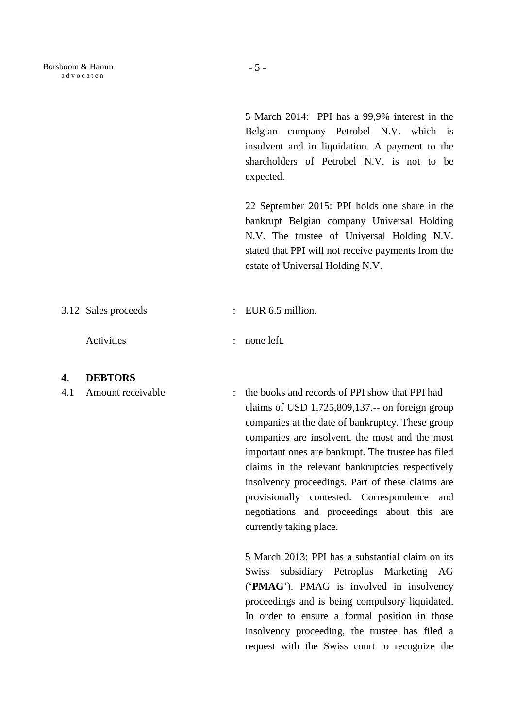5 March 2014: PPI has a 99,9% interest in the Belgian company Petrobel N.V. which is insolvent and in liquidation. A payment to the shareholders of Petrobel N.V. is not to be expected.

22 September 2015: PPI holds one share in the bankrupt Belgian company Universal Holding N.V. The trustee of Universal Holding N.V. stated that PPI will not receive payments from the estate of Universal Holding N.V.

3.12 Sales proceeds : EUR 6.5 million.

Activities : none left.

## 4. DEBTORS

4.1 Amount receivable : the books and records of PPI show that PPI had claims of USD 1,725,809,137.-- on foreign group companies at the date of bankruptcy. These group companies are insolvent, the most and the most important ones are bankrupt. The trustee has filed claims in the relevant bankruptcies respectively insolvency proceedings. Part of these claims are provisionally contested. Correspondence and negotiations and proceedings about this are currently taking place.

5 March 2013: PPI has a substantial claim on its Swiss subsidiary Petroplus Marketing AG (‘**PMAG**’). PMAG is involved in insolvency proceedings and is being compulsory liquidated. In order to ensure a formal position in those insolvency proceeding, the trustee has filed a request with the Swiss court to recognize the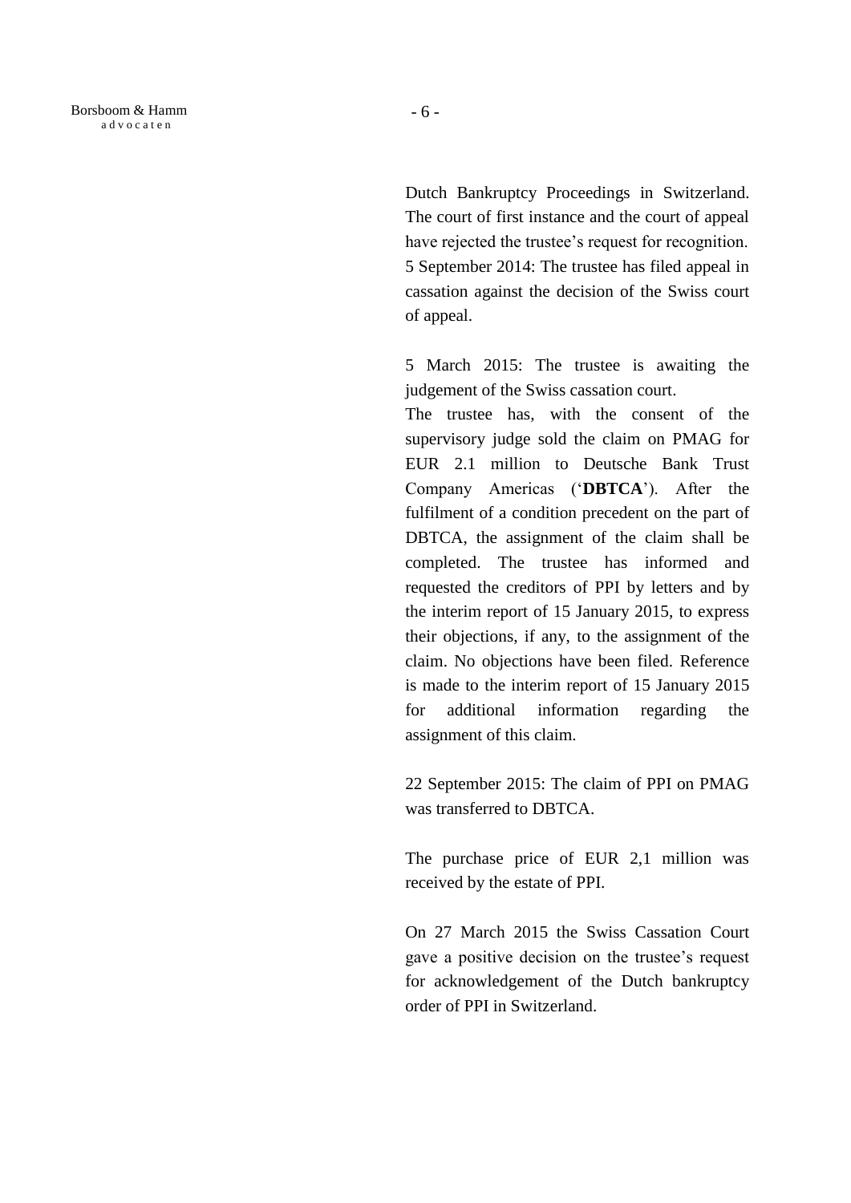Dutch Bankruptcy Proceedings in Switzerland. The court of first instance and the court of appeal have rejected the trustee's request for recognition. 5 September 2014: The trustee has filed appeal in cassation against the decision of the Swiss court of appeal.

5 March 2015: The trustee is awaiting the judgement of the Swiss cassation court.
The trustee has, with the consent of the supervisory judge sold the claim on PMAG for EUR 2.1 million to Deutsche Bank Trust Company Americas ('**DBTCA**'). After the fulfilment of a condition precedent on the part of DBTCA, the assignment of the claim shall be completed. The trustee has informed and requested the creditors of PPI by letters and by the interim report of 15 January 2015, to express their objections, if any, to the assignment of the claim. No objections have been filed. Reference is made to the interim report of 15 January 2015 for additional information regarding the assignment of this claim.

22 September 2015: The claim of PPI on PMAG was transferred to DBTCA.

The purchase price of EUR 2,1 million was received by the estate of PPI.

On 27 March 2015 the Swiss Cassation Court gave a positive decision on the trustee's request for acknowledgement of the Dutch bankruptcy order of PPI in Switzerland.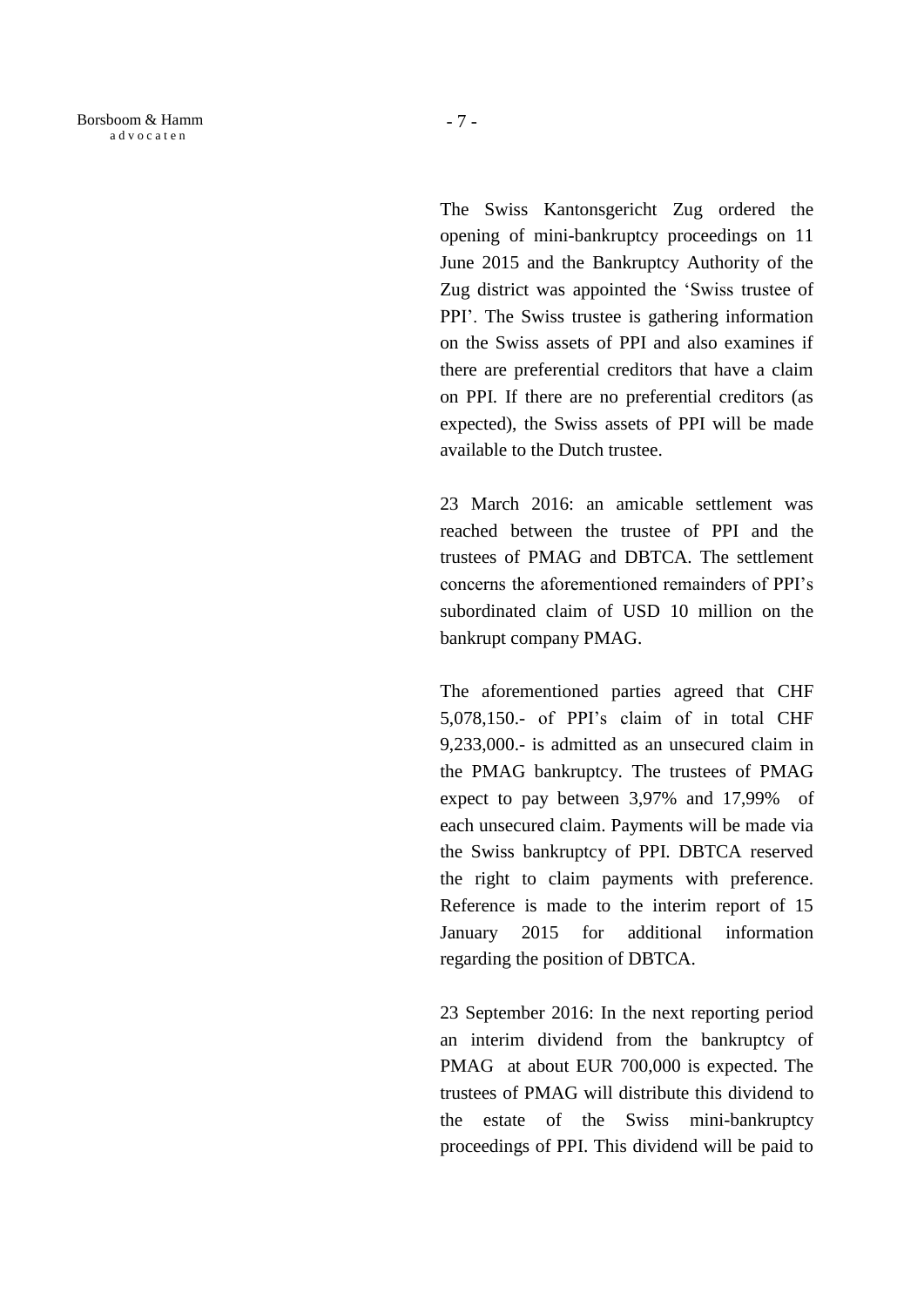The Swiss Kantonsgericht Zug ordered the opening of mini-bankruptcy proceedings on 11 June 2015 and the Bankruptcy Authority of the Zug district was appointed the 'Swiss trustee of PPI'. The Swiss trustee is gathering information on the Swiss assets of PPI and also examines if there are preferential creditors that have a claim on PPI. If there are no preferential creditors (as expected), the Swiss assets of PPI will be made available to the Dutch trustee.

23 March 2016: an amicable settlement was reached between the trustee of PPI and the trustees of PMAG and DBTCA. The settlement concerns the aforementioned remainders of PPI's subordinated claim of USD 10 million on the bankrupt company PMAG.

The aforementioned parties agreed that CHF 5,078,150.- of PPI's claim of in total CHF 9,233,000.- is admitted as an unsecured claim in the PMAG bankruptcy. The trustees of PMAG expect to pay between 3,97% and 17,99% of each unsecured claim. Payments will be made via the Swiss bankruptcy of PPI. DBTCA reserved the right to claim payments with preference. Reference is made to the interim report of 15 January 2015 for additional information regarding the position of DBTCA.

23 September 2016: In the next reporting period an interim dividend from the bankruptcy of PMAG at about EUR 700,000 is expected. The trustees of PMAG will distribute this dividend to the estate of the Swiss mini-bankruptcy proceedings of PPI. This dividend will be paid to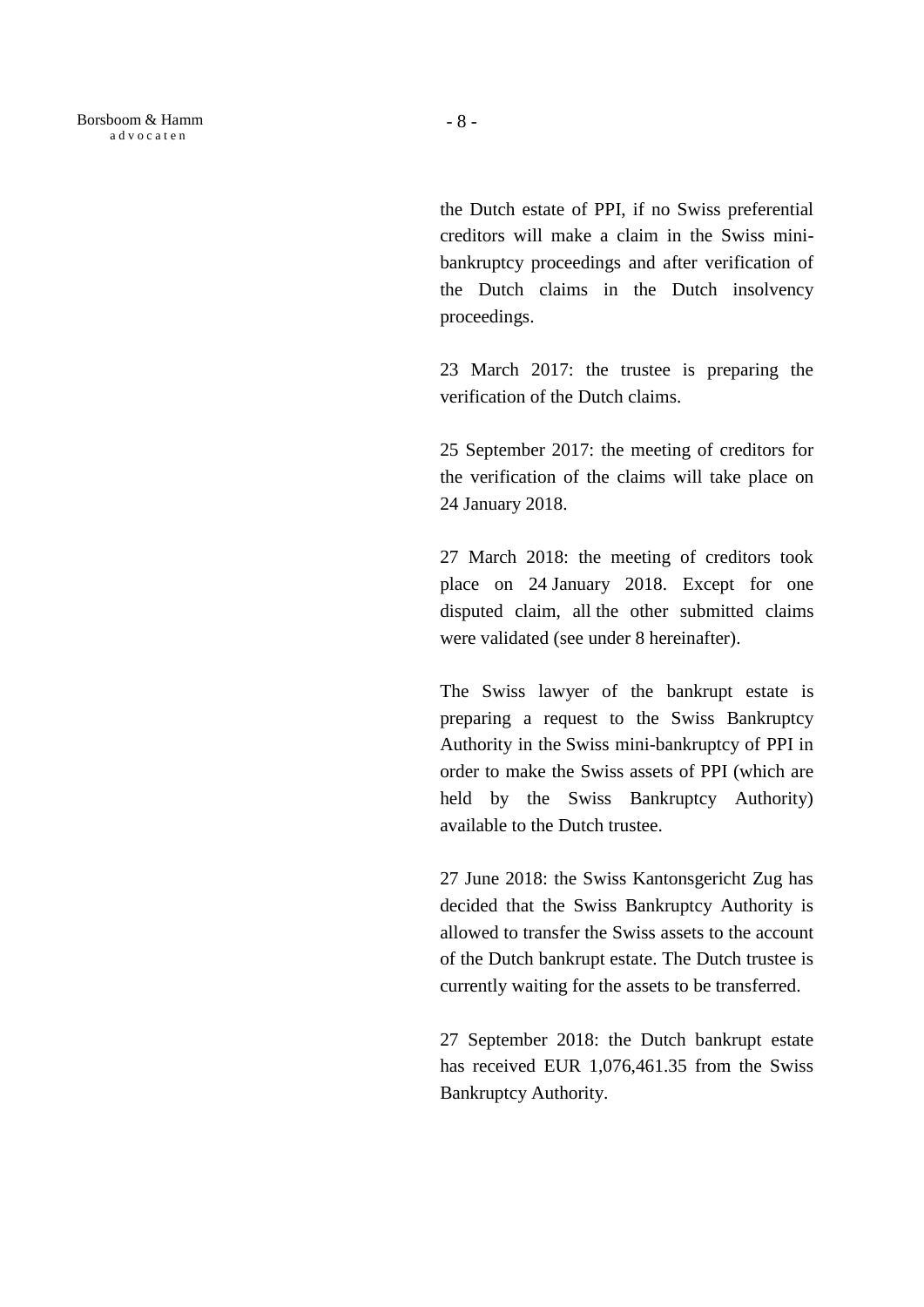the Dutch estate of PPI, if no Swiss preferential creditors will make a claim in the Swiss mini-bankruptcy proceedings and after verification of the Dutch claims in the Dutch insolvency proceedings.

23 March 2017: the trustee is preparing the verification of the Dutch claims.

25 September 2017: the meeting of creditors for the verification of the claims will take place on 24 January 2018.

27 March 2018: the meeting of creditors took place on 24 January 2018. Except for one disputed claim, all the other submitted claims were validated (see under 8 hereinafter).

The Swiss lawyer of the bankrupt estate is preparing a request to the Swiss Bankruptcy Authority in the Swiss mini-bankruptcy of PPI in order to make the Swiss assets of PPI (which are held by the Swiss Bankruptcy Authority) available to the Dutch trustee.

27 June 2018: the Swiss Kantonsgericht Zug has decided that the Swiss Bankruptcy Authority is allowed to transfer the Swiss assets to the account of the Dutch bankrupt estate. The Dutch trustee is currently waiting for the assets to be transferred.

27 September 2018: the Dutch bankrupt estate has received EUR 1,076,461.35 from the Swiss Bankruptcy Authority.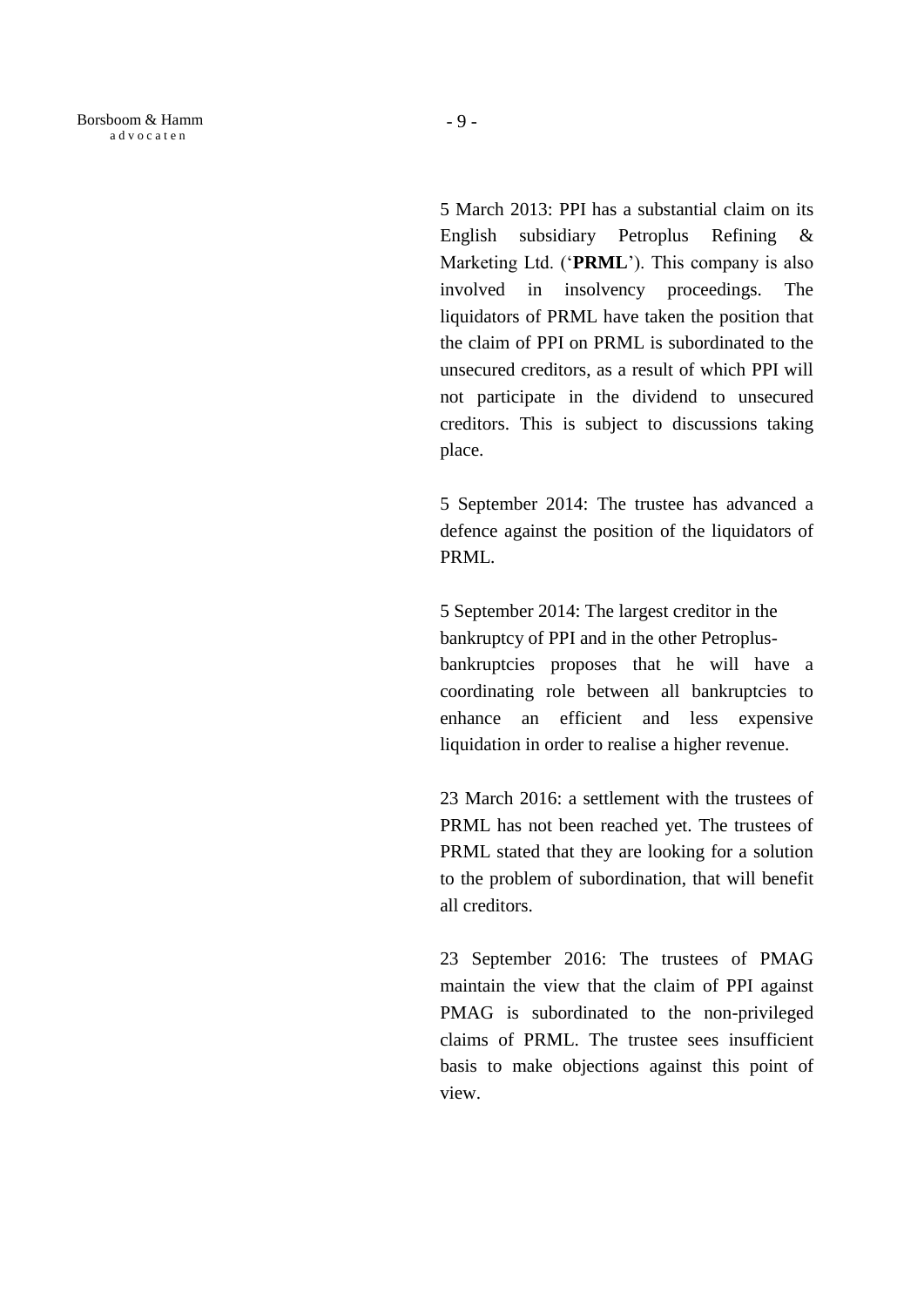5 March 2013: PPI has a substantial claim on its English subsidiary Petroplus Refining & Marketing Ltd. ('**PRML**'). This company is also involved in insolvency proceedings. The liquidators of PRML have taken the position that the claim of PPI on PRML is subordinated to the unsecured creditors, as a result of which PPI will not participate in the dividend to unsecured creditors. This is subject to discussions taking place.

5 September 2014: The trustee has advanced a defence against the position of the liquidators of PRML.

5 September 2014: The largest creditor in the bankruptcy of PPI and in the other Petroplus-bankruptcies proposes that he will have a coordinating role between all bankruptcies to enhance an efficient and less expensive liquidation in order to realise a higher revenue.

23 March 2016: a settlement with the trustees of PRML has not been reached yet. The trustees of PRML stated that they are looking for a solution to the problem of subordination, that will benefit all creditors.

23 September 2016: The trustees of PMAG maintain the view that the claim of PPI against PMAG is subordinated to the non-privileged claims of PRML. The trustee sees insufficient basis to make objections against this point of view.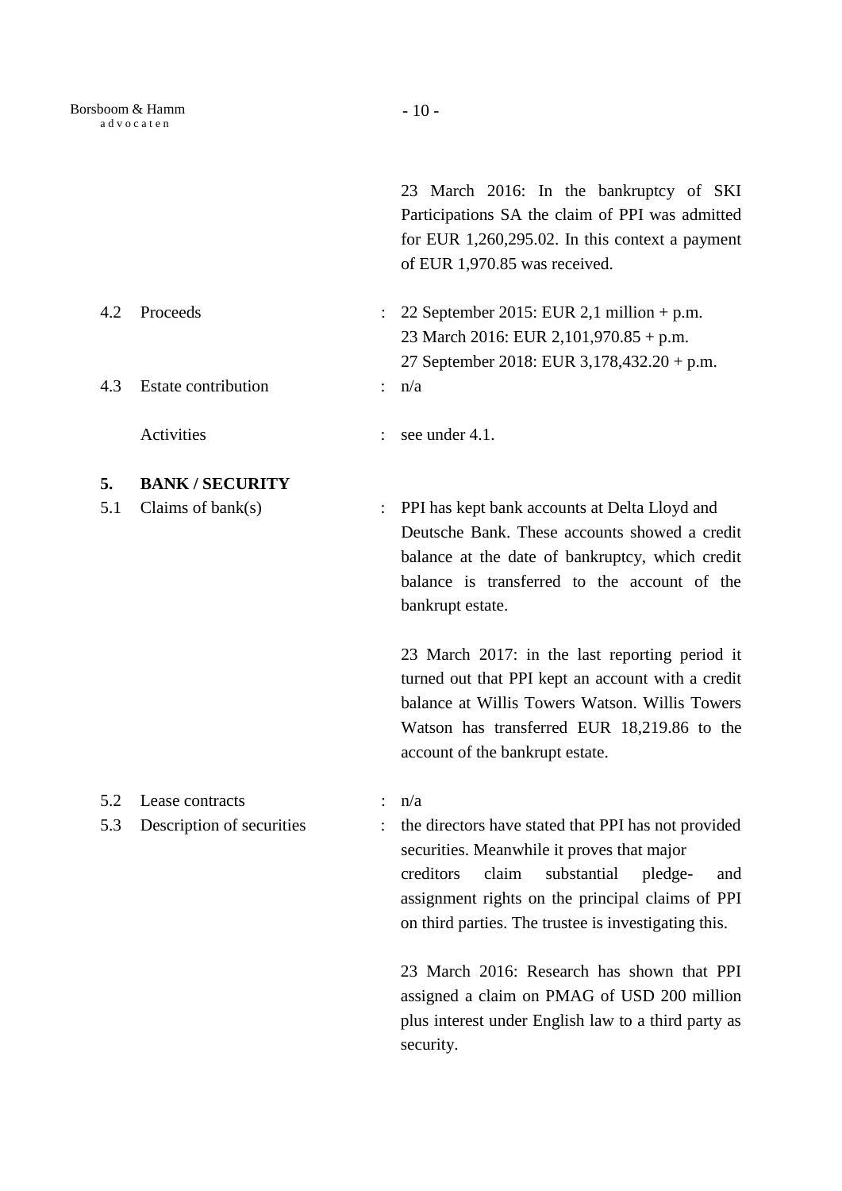23 March 2016: In the bankruptcy of SKI Participations SA the claim of PPI was admitted for EUR 1,260,295.02. In this context a payment of EUR 1,970.85 was received.

4.2 Proceeds : 22 September 2015: EUR 2,1 million + p.m.
23 March 2016: EUR 2,101,970.85 + p.m.
27 September 2018: EUR 3,178,432.20 + p.m.

4.3 Estate contribution : n/a

Activities : see under 4.1.

## 5. BANK / SECURITY

5.1 Claims of bank(s) : PPI has kept bank accounts at Delta Lloyd and Deutsche Bank. These accounts showed a credit balance at the date of bankruptcy, which credit balance is transferred to the account of the bankrupt estate.

23 March 2017: in the last reporting period it turned out that PPI kept an account with a credit balance at Willis Towers Watson. Willis Towers Watson has transferred EUR 18,219.86 to the account of the bankrupt estate.

5.2 Lease contracts : n/a

5.3 Description of securities : the directors have stated that PPI has not provided securities. Meanwhile it proves that major creditors claim substantial pledge- and assignment rights on the principal claims of PPI on third parties. The trustee is investigating this.

23 March 2016: Research has shown that PPI assigned a claim on PMAG of USD 200 million plus interest under English law to a third party as security.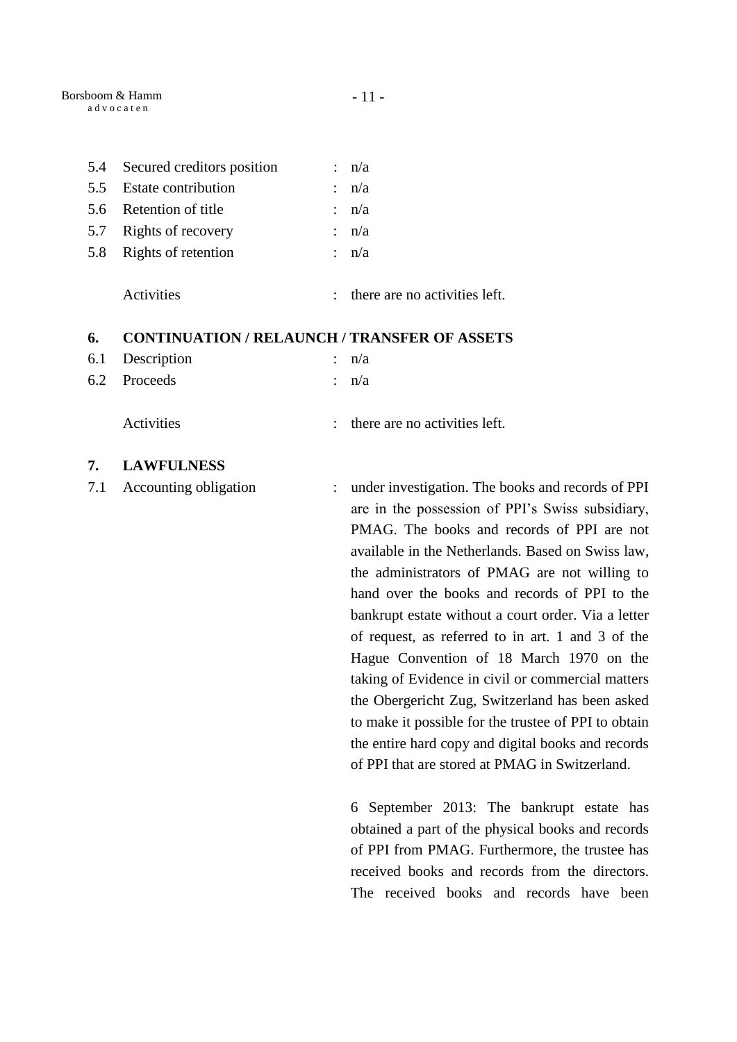| | | | |
|---|---|---|---|
| 5.4 | Secured creditors position | : | n/a |
| 5.5 | Estate contribution | : | n/a |
| 5.6 | Retention of title | : | n/a |
| 5.7 | Rights of recovery | : | n/a |
| 5.8 | Rights of retention | : | n/a |
| | Activities | : | there are no activities left. |

## 6. CONTINUATION / RELAUNCH / TRANSFER OF ASSETS

| | | | |
|---|---|---|---|
| 6.1 | Description | : | n/a |
| 6.2 | Proceeds | : | n/a |
| | Activities | : | there are no activities left. |

## 7. LAWFULNESS

7.1 Accounting obligation : under investigation. The books and records of PPI are in the possession of PPI's Swiss subsidiary, PMAG. The books and records of PPI are not available in the Netherlands. Based on Swiss law, the administrators of PMAG are not willing to hand over the books and records of PPI to the bankrupt estate without a court order. Via a letter of request, as referred to in art. 1 and 3 of the Hague Convention of 18 March 1970 on the taking of Evidence in civil or commercial matters the Obergericht Zug, Switzerland has been asked to make it possible for the trustee of PPI to obtain the entire hard copy and digital books and records of PPI that are stored at PMAG in Switzerland.

6 September 2013: The bankrupt estate has obtained a part of the physical books and records of PPI from PMAG. Furthermore, the trustee has received books and records from the directors. The received books and records have been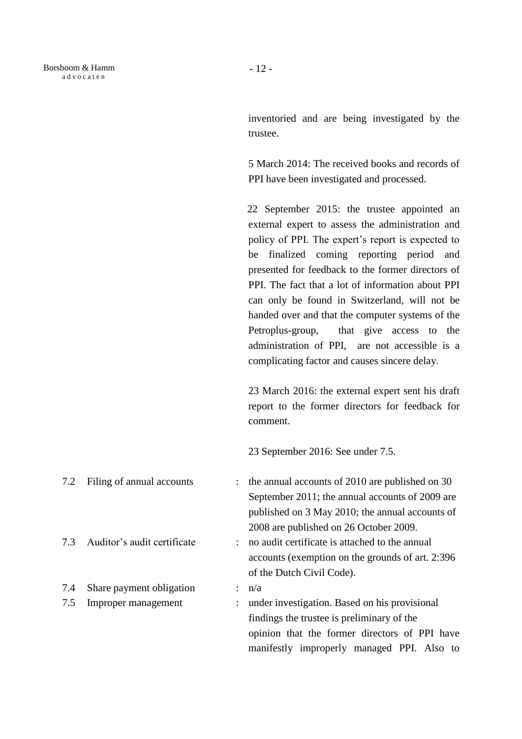inventoried and are being investigated by the trustee.

5 March 2014: The received books and records of PPI have been investigated and processed.

22 September 2015: the trustee appointed an external expert to assess the administration and policy of PPI. The expert's report is expected to be finalized coming reporting period and presented for feedback to the former directors of PPI. The fact that a lot of information about PPI can only be found in Switzerland, will not be handed over and that the computer systems of the Petroplus-group, that give access to the administration of PPI, are not accessible is a complicating factor and causes sincere delay.

23 March 2016: the external expert sent his draft report to the former directors for feedback for comment.

23 September 2016: See under 7.5.

7.2 Filing of annual accounts : the annual accounts of 2010 are published on 30 September 2011; the annual accounts of 2009 are published on 3 May 2010; the annual accounts of 2008 are published on 26 October 2009.

7.3 Auditor's audit certificate : no audit certificate is attached to the annual accounts (exemption on the grounds of art. 2:396 of the Dutch Civil Code).

7.4 Share payment obligation : n/a

7.5 Improper management : under investigation. Based on his provisional findings the trustee is preliminary of the opinion that the former directors of PPI have manifestly improperly managed PPI. Also to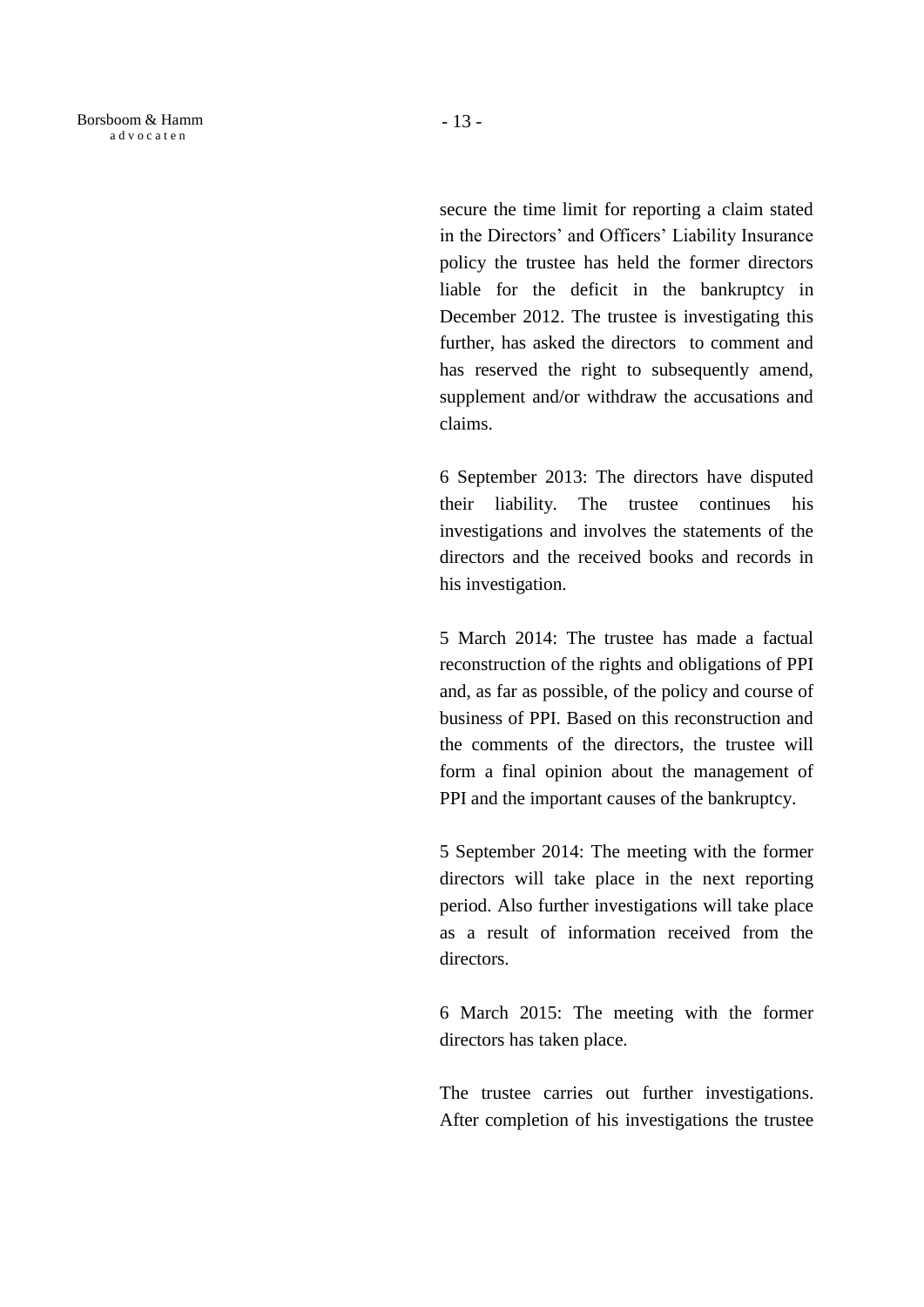secure the time limit for reporting a claim stated in the Directors' and Officers' Liability Insurance policy the trustee has held the former directors liable for the deficit in the bankruptcy in December 2012. The trustee is investigating this further, has asked the directors to comment and has reserved the right to subsequently amend, supplement and/or withdraw the accusations and claims.

6 September 2013: The directors have disputed their liability. The trustee continues his investigations and involves the statements of the directors and the received books and records in his investigation.

5 March 2014: The trustee has made a factual reconstruction of the rights and obligations of PPI and, as far as possible, of the policy and course of business of PPI. Based on this reconstruction and the comments of the directors, the trustee will form a final opinion about the management of PPI and the important causes of the bankruptcy.

5 September 2014: The meeting with the former directors will take place in the next reporting period. Also further investigations will take place as a result of information received from the directors.

6 March 2015: The meeting with the former directors has taken place.

The trustee carries out further investigations. After completion of his investigations the trustee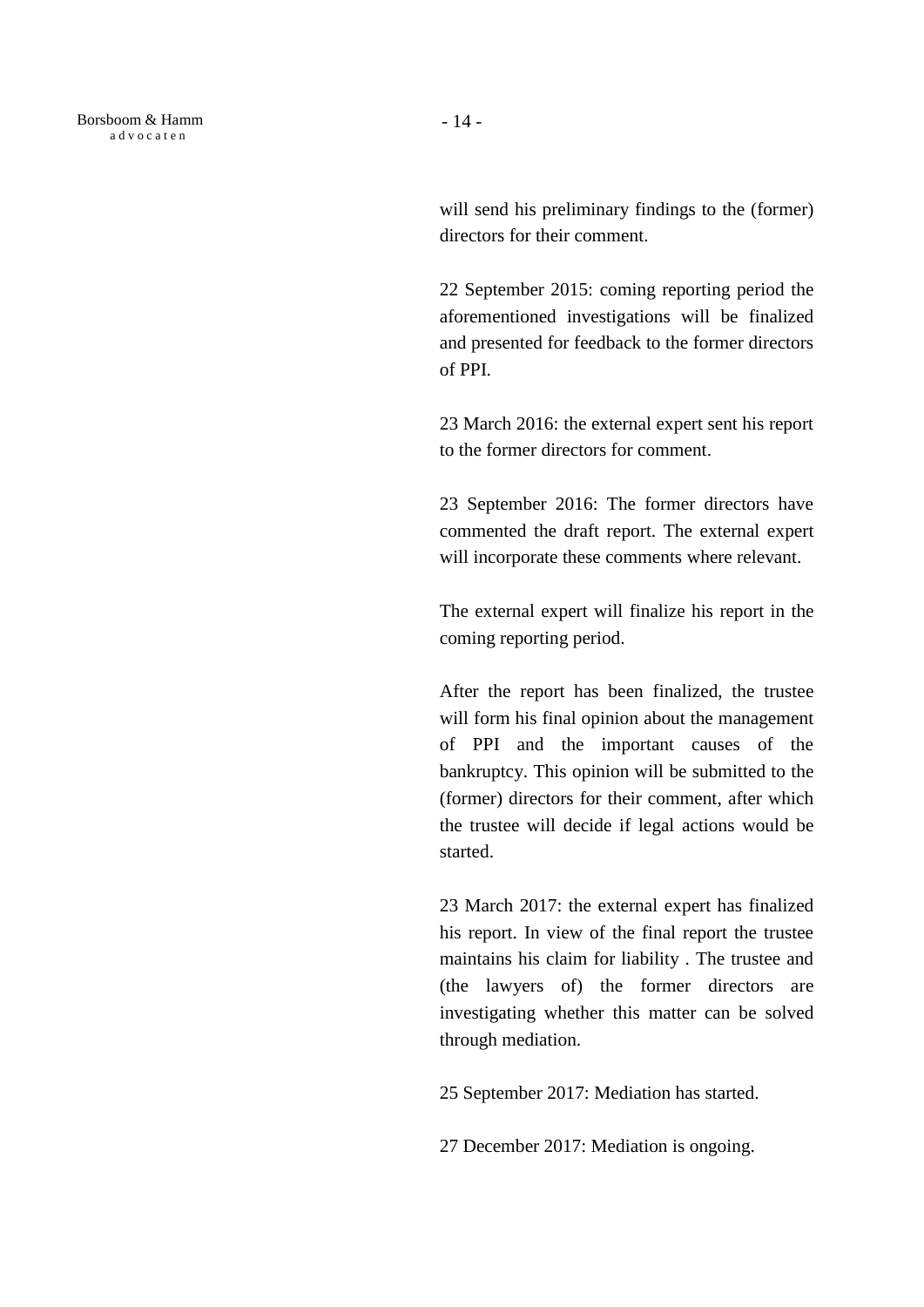will send his preliminary findings to the (former) directors for their comment.

22 September 2015: coming reporting period the aforementioned investigations will be finalized and presented for feedback to the former directors of PPI.

23 March 2016: the external expert sent his report to the former directors for comment.

23 September 2016: The former directors have commented the draft report. The external expert will incorporate these comments where relevant.

The external expert will finalize his report in the coming reporting period.

After the report has been finalized, the trustee will form his final opinion about the management of PPI and the important causes of the bankruptcy. This opinion will be submitted to the (former) directors for their comment, after which the trustee will decide if legal actions would be started.

23 March 2017: the external expert has finalized his report. In view of the final report the trustee maintains his claim for liability . The trustee and (the lawyers of) the former directors are investigating whether this matter can be solved through mediation.

25 September 2017: Mediation has started.

27 December 2017: Mediation is ongoing.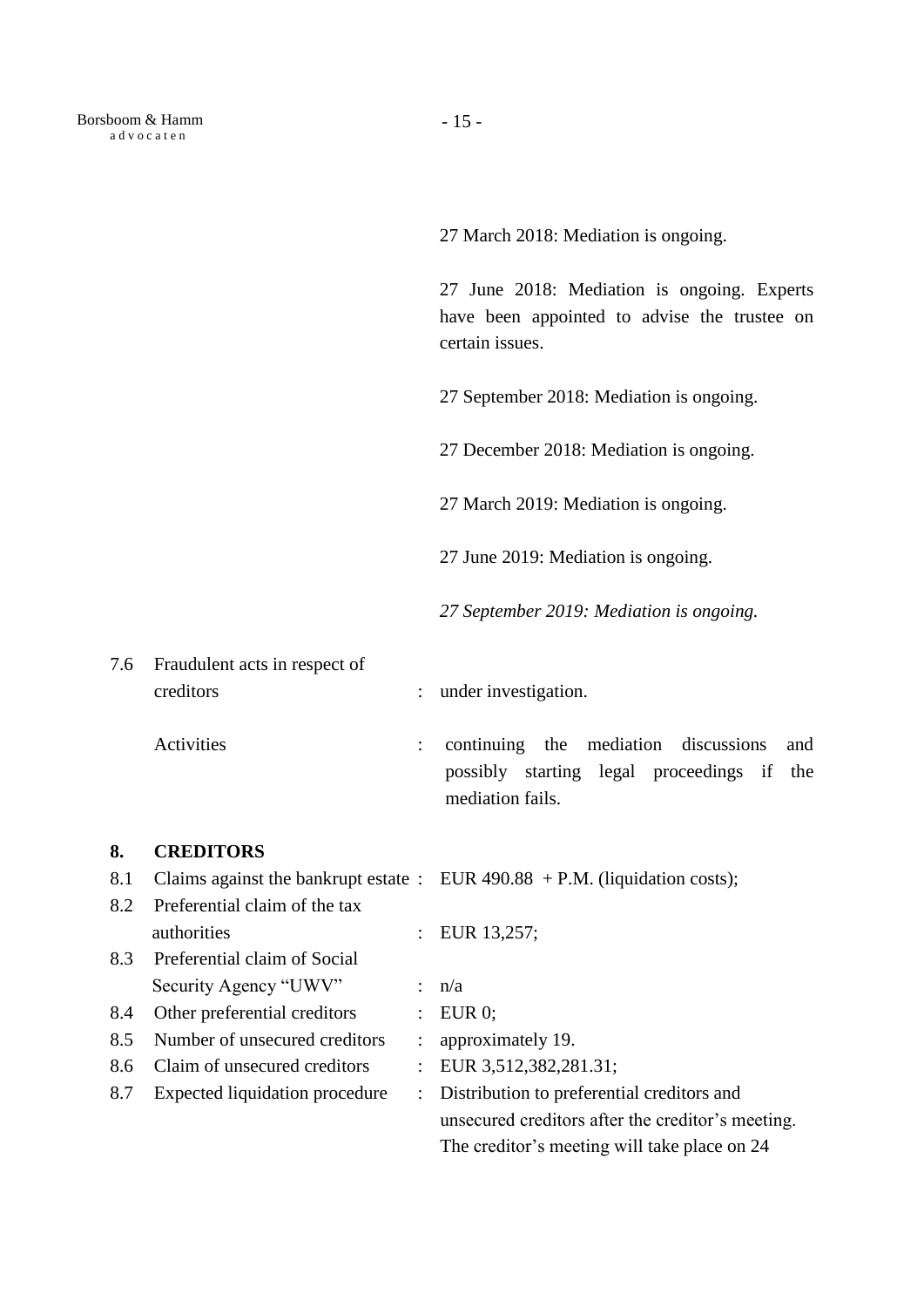27 March 2018: Mediation is ongoing.

27 June 2018: Mediation is ongoing. Experts have been appointed to advise the trustee on certain issues.

27 September 2018: Mediation is ongoing.

27 December 2018: Mediation is ongoing.

27 March 2019: Mediation is ongoing.

27 June 2019: Mediation is ongoing.

*27 September 2019: Mediation is ongoing.*

| | | | |
|---|---|---|---|
| 7.6 | Fraudulent acts in respect of creditors | : | under investigation. |
| | Activities | : | continuing the mediation discussions and possibly starting legal proceedings if the mediation fails. |

## 8. CREDITORS

| | | | |
|---|---|---|---|
| 8.1 | Claims against the bankrupt estate | : | EUR 490.88 + P.M. (liquidation costs); |
| 8.2 | Preferential claim of the tax authorities | : | EUR 13,257; |
| 8.3 | Preferential claim of Social Security Agency "UWV" | : | n/a |
| 8.4 | Other preferential creditors | : | EUR 0; |
| 8.5 | Number of unsecured creditors | : | approximately 19. |
| 8.6 | Claim of unsecured creditors | : | EUR 3,512,382,281.31; |
| 8.7 | Expected liquidation procedure | : | Distribution to preferential creditors and unsecured creditors after the creditor's meeting. The creditor's meeting will take place on 24 |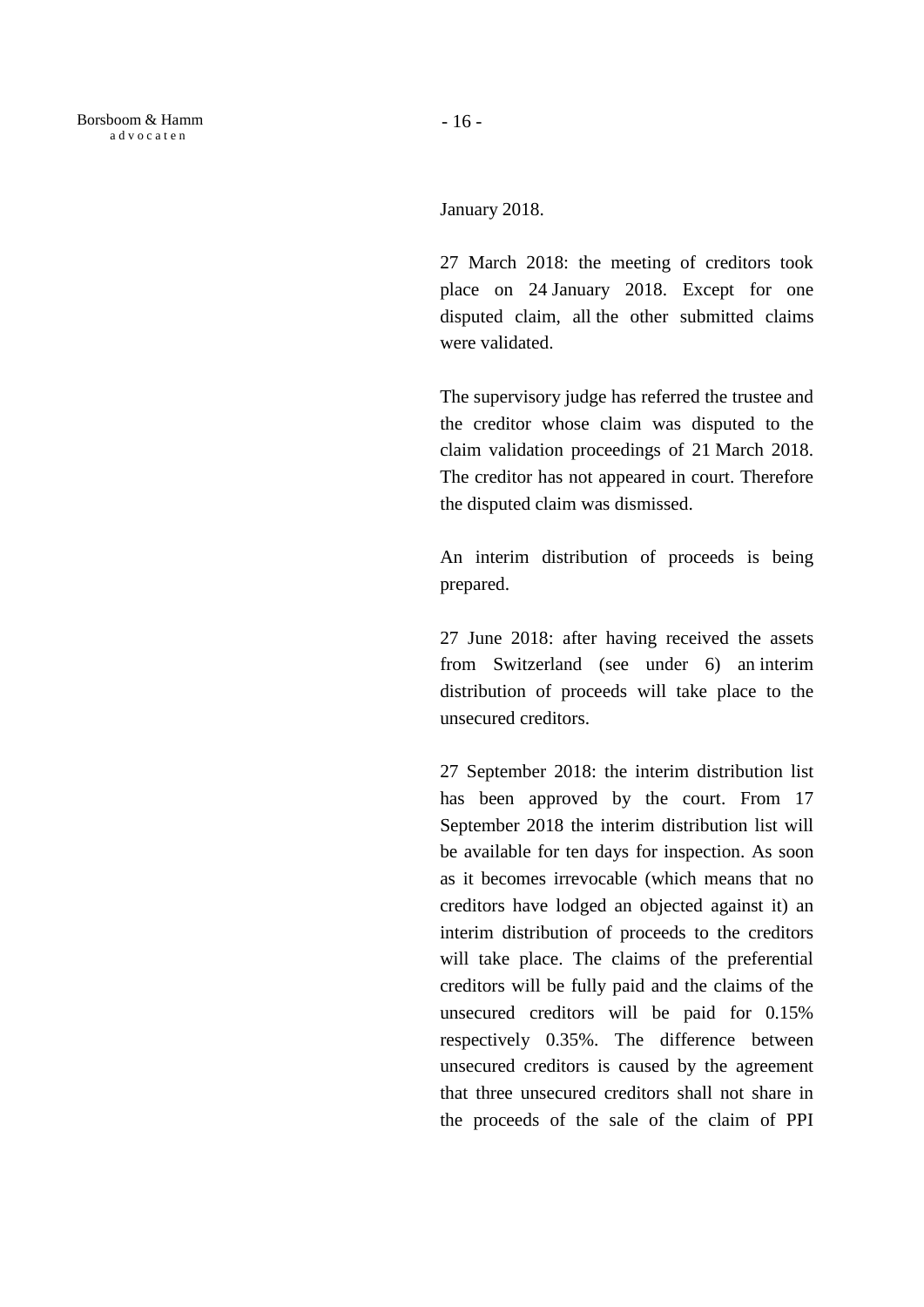January 2018.

27 March 2018: the meeting of creditors took place on 24 January 2018. Except for one disputed claim, all the other submitted claims were validated.

The supervisory judge has referred the trustee and the creditor whose claim was disputed to the claim validation proceedings of 21 March 2018. The creditor has not appeared in court. Therefore the disputed claim was dismissed.

An interim distribution of proceeds is being prepared.

27 June 2018: after having received the assets from Switzerland (see under 6) an interim distribution of proceeds will take place to the unsecured creditors.

27 September 2018: the interim distribution list has been approved by the court. From 17 September 2018 the interim distribution list will be available for ten days for inspection. As soon as it becomes irrevocable (which means that no creditors have lodged an objected against it) an interim distribution of proceeds to the creditors will take place. The claims of the preferential creditors will be fully paid and the claims of the unsecured creditors will be paid for 0.15% respectively 0.35%. The difference between unsecured creditors is caused by the agreement that three unsecured creditors shall not share in the proceeds of the sale of the claim of PPI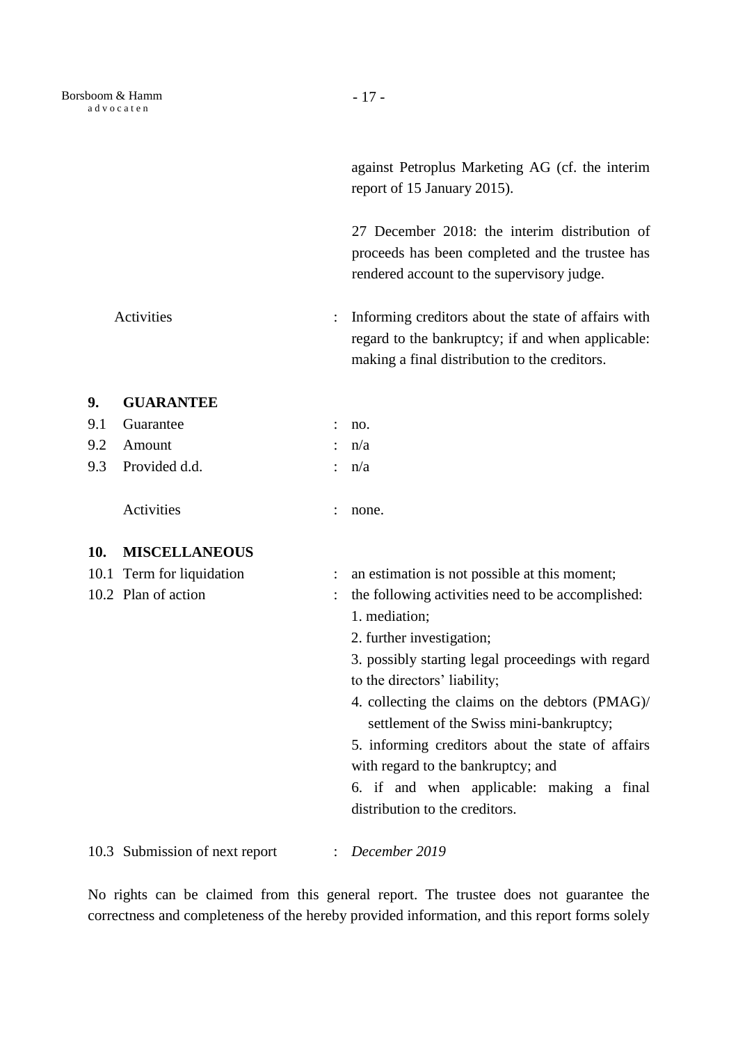against Petroplus Marketing AG (cf. the interim report of 15 January 2015).

27 December 2018: the interim distribution of proceeds has been completed and the trustee has rendered account to the supervisory judge.

Activities : Informing creditors about the state of affairs with regard to the bankruptcy; if and when applicable: making a final distribution to the creditors.

## 9. GUARANTEE

9.1 Guarantee : no.

9.2 Amount : n/a

9.3 Provided d.d. : n/a

Activities : none.

## 10. MISCELLANEOUS

10.1 Term for liquidation : an estimation is not possible at this moment;

10.2 Plan of action : the following activities need to be accomplished:

1. mediation;
2. further investigation;
3. possibly starting legal proceedings with regard to the directors' liability;
4. collecting the claims on the debtors (PMAG)/ settlement of the Swiss mini-bankruptcy;
5. informing creditors about the state of affairs with regard to the bankruptcy; and
6. if and when applicable: making a final distribution to the creditors.

10.3 Submission of next report : *December 2019*

No rights can be claimed from this general report. The trustee does not guarantee the correctness and completeness of the hereby provided information, and this report forms solely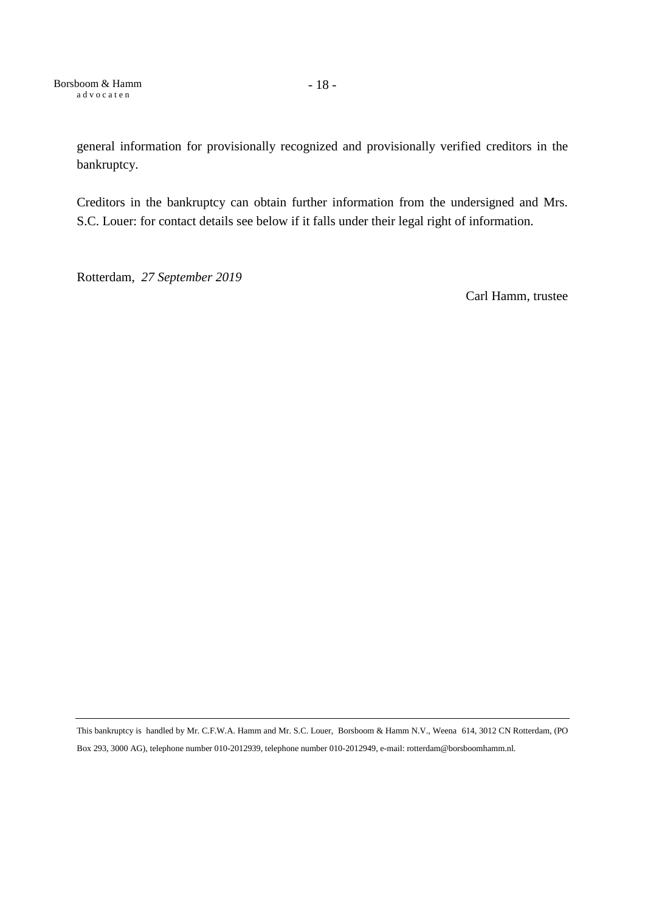general information for provisionally recognized and provisionally verified creditors in the bankruptcy.

Creditors in the bankruptcy can obtain further information from the undersigned and Mrs. S.C. Louer: for contact details see below if it falls under their legal right of information.

Rotterdam, *27 September 2019*

Carl Hamm, trustee

---

This bankruptcy is handled by Mr. C.F.W.A. Hamm and Mr. S.C. Louer, Borsboom & Hamm N.V., Weena 614, 3012 CN Rotterdam, (PO Box 293, 3000 AG), telephone number 010-2012939, telephone number 010-2012949, e-mail: rotterdam@borsboomhamm.nl.